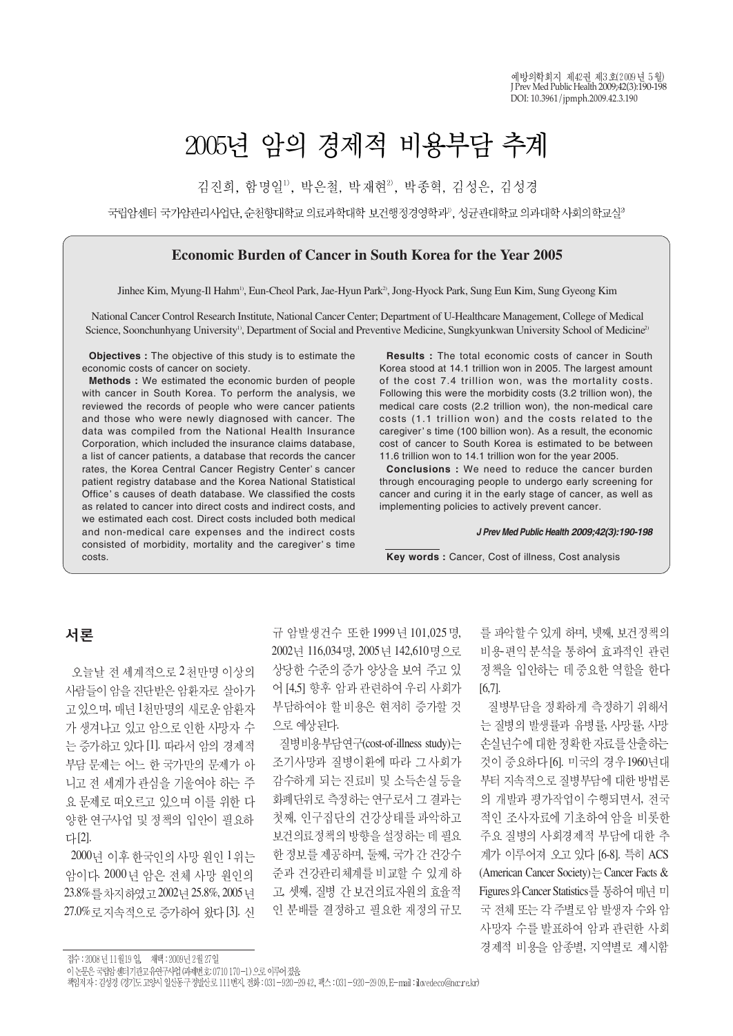# 2005년 암의 경제적 비용부담 추계

김진희, 함명일[1], 박은철, 박재현[2], 박종혁, 김성은, 김성경

국립암센터 국가암관리사업단, 순천향대학교 의료과학대학 보건행정경영학과[1], 성균관대학교 의과대학 사회의학교실[2]

## Economic Burden of Cancer in South Korea for the Year 2005

Jinhee Kim, Myung-Il Hahm[1], Eun-Cheol Park, Jae-Hyun Park[2], Jong-Hyock Park, Sung Eun Kim, Sung Gyeong Kim

National Cancer Control Research Institute, National Cancer Center; Department of U-Healthcare Management, College of Medical Science, Soonchunhyang University[1], Department of Social and Preventive Medicine, Sungkyunkwan University School of Medicine[2]

**Objectives :** The objective of this study is to estimate the economic costs of cancer on society.

**Methods :** We estimated the economic burden of people with cancer in South Korea. To perform the analysis, we reviewed the records of people who were cancer patients and those who were newly diagnosed with cancer. The data was compiled from the National Health Insurance Corporation, which included the insurance claims database, a list of cancer patients, a database that records the cancer rates, the Korea Central Cancer Registry Center's cancer patient registry database and the Korea National Statistical Office's causes of death database. We classified the costs as related to cancer into direct costs and indirect costs, and we estimated each cost. Direct costs included both medical and non-medical care expenses and the indirect costs consisted of morbidity, mortality and the caregiver's time costs.

**Results :** The total economic costs of cancer in South Korea stood at 14.1 trillion won in 2005. The largest amount of the cost 7.4 trillion won, was the mortality costs. Following this were the morbidity costs (3.2 trillion won), the medical care costs (2.2 trillion won), the non-medical care costs (1.1 trillion won) and the costs related to the caregiver's time (100 billion won). As a result, the economic cost of cancer to South Korea is estimated to be between 11.6 trillion won to 14.1 trillion won for the year 2005.

**Conclusions :** We need to reduce the cancer burden through encouraging people to undergo early screening for cancer and curing it in the early stage of cancer, as well as implementing policies to actively prevent cancer.

*J Prev Med Public Health 2009;42(3):190-198*

**Key words :** Cancer, Cost of illness, Cost analysis

## 서론

오늘날 전 세계적으로 2천만명 이상의 사람들이 암을 진단받은 암환자로 살아가고있으며, 매년 1천만명의 새로운 암환자가 생겨나고 있고 암으로 인한 사망자 수는 증가하고 있다 [1]. 따라서 암의 경제적 부담 문제는 어느 한 국가만의 문제가 아니고 전 세계가 관심을 기울여야 하는 주요 문제로 떠오르고 있으며 이를 위한 다양한 연구사업 및 정책의 입안이 필요하다[2].

2000년 이후 한국인의 사망 원인 1위는 암이다. 2000년 암은 전체 사망 원인의 23.8%를 차지하였고 2002년 25.8%, 2005년 27.0%로 지속적으로 증가하여 왔다 [3]. 신규 암발생건수 또한 1999년 101,025명, 2002년 116,034명, 2005년 142,610명으로 상당한 수준의 증가 양상을 보여 주고 있어 [4,5] 향후 암과 관련하여 우리 사회가 부담하여야 할 비용은 현저히 증가할 것으로 예상된다.

질병비용부담연구(cost-of-illness study)는 조기사망과 질병이환에 따라 그 사회가 감수하게 되는 진료비 및 소득손실 등을 화폐단위로 측정하는 연구로서 그 결과는 첫째, 인구집단의 건강상태를 파악하고 보건의료정책의 방향을 설정하는 데 필요한 정보를 제공하며, 둘째, 국가 간 건강수준과 건강관리체계를 비교할 수 있게 하고, 셋째, 질병 간 보건의료자원의 효율적인 분배를 결정하고 필요한 재정의 규모를 파악할 수 있게 하며, 넷째, 보건정책의 비용-편익 분석을 통하여 효과적인 관련 정책을 입안하는 데 중요한 역할을 한다 [6,7].

질병부담을 정확하게 측정하기 위해서는 질병의 발생률과 유병률, 사망률, 사망손실년수에 대한 정확한 자료를 산출하는 것이 중요하다 [6]. 미국의 경우 1960년대부터 지속적으로 질병부담에 대한 방법론의 개발과 평가작업이 수행되면서, 전국적인 조사자료에 기초하여 암을 비롯한 주요 질병의 사회경제적 부담에 대한 추계가 이루어져 오고 있다 [6-8]. 특히 ACS (American Cancer Society)는 Cancer Facts & Figures와 Cancer Statistics를 통하여 매년 미국 전체 또는 각 주별로 암 발생자 수와 암 사망자 수를 발표하여 암과 관련한 사회경제적 비용을 암종별, 지역별로 제시함

---

접수 : 2008년 11월 19일, 채택 : 2009년 2월 27일

이 논문은 국립암센터기관고유연구사업(과제번호: 0710170-1)으로 이루어졌음

책임저자 : 김성경 (경기도 고양시 일산동구 정발산로 111번지, 전화 : 031-920-2942, 팩스 : 031-920-2909, E-mail : ilovedeco@ncc.re.kr)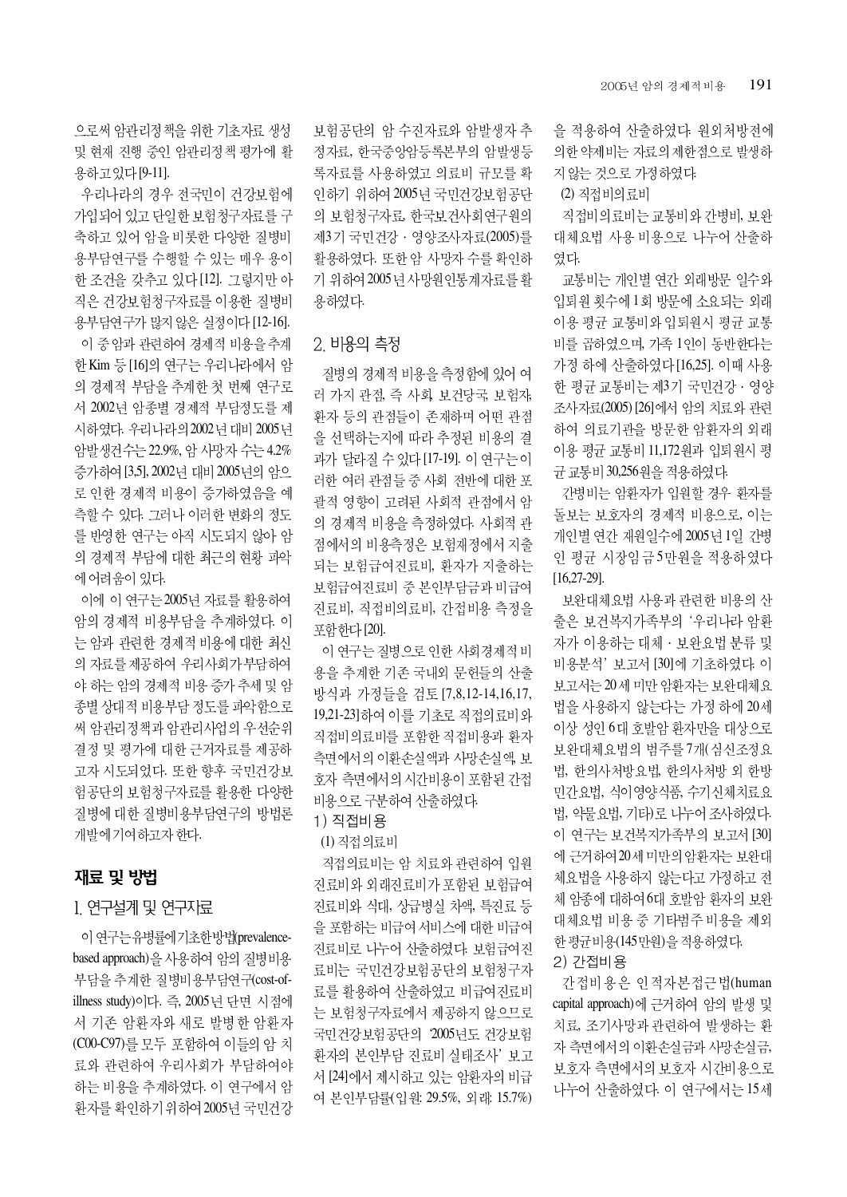으로써 암관리정책을 위한 기초자료 생성 및 현재 진행 중인 암관리정책 평가에 활용하고있다[9-11].

우리나라의 경우 전국민이 건강보험에 가입되어 있고 단일한 보험청구자료를 구축하고 있어 암을 비롯한 다양한 질병비용부담연구를 수행할 수 있는 매우 용이한 조건을 갖추고 있다[12]. 그렇지만 아직은 건강보험청구자료를 이용한 질병비용부담연구가 많지 않은 실정이다[12-16].

이 중 암과 관련하여 경제적 비용을 추계한 Kim 등[16]의 연구는 우리나라에서 암의 경제적 부담을 추계한 첫 번째 연구로서 2002년 암종별 경제적 부담정도를 제시하였다. 우리나라의 2002년 대비 2005년 암발생건수는 22.9%, 암 사망자 수는 4.2% 증가하여[3,5], 2002년 대비 2005년의 암으로 인한 경제적 비용이 증가하였음을 예측할 수 있다. 그러나 이러한 변화의 정도를 반영한 연구는 아직 시도되지 않아 암의 경제적 부담에 대한 최근의 현황 파악에 어려움이 있다.

이에 이 연구는 2005년 자료를 활용하여 암의 경제적 비용부담을 추계하였다. 이는 암과 관련한 경제적 비용에 대한 최신의 자료를 제공하여 우리사회가 부담하여야 하는 암의 경제적 비용 증가 추세 및 암종별 상대적 비용부담 정도를 파악함으로써 암관리정책과 암관리사업의 우선순위 결정 및 평가에 대한 근거자료를 제공하고자 시도되었다. 또한 향후 국민건강보험공단의 보험청구자료를 활용한 다양한 질병에 대한 질병비용부담연구의 방법론 개발에 기여하고자 한다.

## 재료 및 방법

### 1. 연구설계 및 연구자료

이 연구는 유병률에 기초한 방법(prevalence-based approach)을 사용하여 암의 질병비용부담을 추계한 질병비용부담연구(cost-of-illness study)이다. 즉, 2005년 단면 시점에서 기존 암환자와 새로 발병한 암환자(C00-C97)를 모두 포함하여 이들의 암 치료와 관련하여 우리사회가 부담하여야 하는 비용을 추계하였다. 이 연구에서 암환자를 확인하기 위하여 2005년 국민건강보험공단의 암 수진자료와 암발생자 추정자료, 한국중앙암등록본부의 암발생등록자료를 사용하였고 의료비 규모를 확인하기 위하여 2005년 국민건강보험공단의 보험청구자료, 한국보건사회연구원의 제3기 국민건강 · 영양조사자료(2005)를 활용하였다. 또한 암 사망자 수를 확인하기 위하여 2005년 사망원인통계자료를 활용하였다.

### 2. 비용의 측정

질병의 경제적 비용을 측정함에 있어 여러 가지 관점, 즉 사회, 보건당국, 보험자, 환자 등의 관점들이 존재하며 어떤 관점을 선택하는지에 따라 추정된 비용의 결과가 달라질 수 있다[17-19]. 이 연구는 이러한 여러 관점들 중 사회 전반에 대한 포괄적 영향이 고려된 사회적 관점에서 암의 경제적 비용을 측정하였다. 사회적 관점에서의 비용측정은 보험재정에서 지출되는 보험급여진료비, 환자가 지출하는 보험급여진료비 중 본인부담금과 비급여진료비, 직접비의료비, 간접비용 측정을 포함한다[20].

이 연구는 질병으로 인한 사회경제적 비용을 추계한 기존 국내외 문헌들의 산출방식과 가정들을 검토[7,8,12-14,16,17,19,21-23]하여 이를 기초로 직접의료비와 직접비의료비를 포함한 직접비용과 환자측면에서의 이환손실액과 사망손실액, 보호자 측면에서의 시간비용이 포함된 간접비용으로 구분하여 산출하였다.

#### 1) 직접비용

(1) 직접의료비

직접의료비는 암 치료와 관련하여 입원진료비와 외래진료비가 포함된 보험급여진료비와 식대, 상급병실 차액, 특진료 등을 포함하는 비급여 서비스에 대한 비급여진료비로 나누어 산출하였다. 보험급여진료비는 국민건강보험공단의 보험청구자료를 활용하여 산출하였고 비급여진료비는 보험청구자료에서 제공하지 않으므로 국민건강보험공단의 '2005년도 건강보험환자의 본인부담 진료비 실태조사' 보고서[24]에서 제시하고 있는 암환자의 비급여 본인부담률(입원: 29.5%, 외래: 15.7%)을 적용하여 산출하였다. 원외처방전에 의한 약제비는 자료의 제한점으로 발생하지 않는 것으로 가정하였다.

(2) 직접비의료비

직접비의료비는 교통비와 간병비, 보완대체요법 사용 비용으로 나누어 산출하였다.

교통비는 개인별 연간 외래방문 일수와 입퇴원 횟수에 1회 방문에 소요되는 외래이용 평균 교통비와 입퇴원시 평균 교통비를 곱하였으며, 가족 1인이 동반한다는 가정 하에 산출하였다[16,25]. 이때 사용한 평균 교통비는 제3기 국민건강 · 영양조사자료(2005) [26]에서 암의 치료와 관련하여 의료기관을 방문한 암환자의 외래이용 평균 교통비 11,172원과 입퇴원시 평균 교통비 30,256원을 적용하였다.

간병비는 암환자가 입원할 경우 환자를 돌보는 보호자의 경제적 비용으로, 이는 개인별 연간 재원일수에 2005년 1일 간병인 평균 시장임금 5만원을 적용하였다[16,27-29].

보완대체요법 사용과 관련한 비용의 산출은 보건복지가족부의 '우리나라 암환자가 이용하는 대체 · 보완요법 분류 및 비용분석' 보고서 [30]에 기초하였다. 이 보고서는 20세 미만 암환자는 보완대체요법을 사용하지 않는다는 가정 하에 20세 이상 성인 6대 호발암 환자만을 대상으로 보완대체요법의 범주를 7개(심신조정요법, 한의사처방요법, 한의사처방 외 한방민간요법, 식이영양식품, 수기신체치료요법, 약물요법, 기타)로 나누어 조사하였다. 이 연구는 보건복지가족부의 보고서 [30]에 근거하여 20세 미만의 암환자는 보완대체요법을 사용하지 않는다고 가정하고 전체 암종에 대하여 6대 호발암 환자의 보완대체요법 비용 중 기타범주 비용을 제외한 평균비용(145만원)을 적용하였다.

#### 2) 간접비용

간접비용은 인적자본접근법(human capital approach)에 근거하여 암의 발생 및 치료, 조기사망과 관련하여 발생하는 환자 측면에서의 이환손실금과 사망손실금, 보호자 측면에서의 보호자 시간비용으로 나누어 산출하였다. 이 연구에서는 15세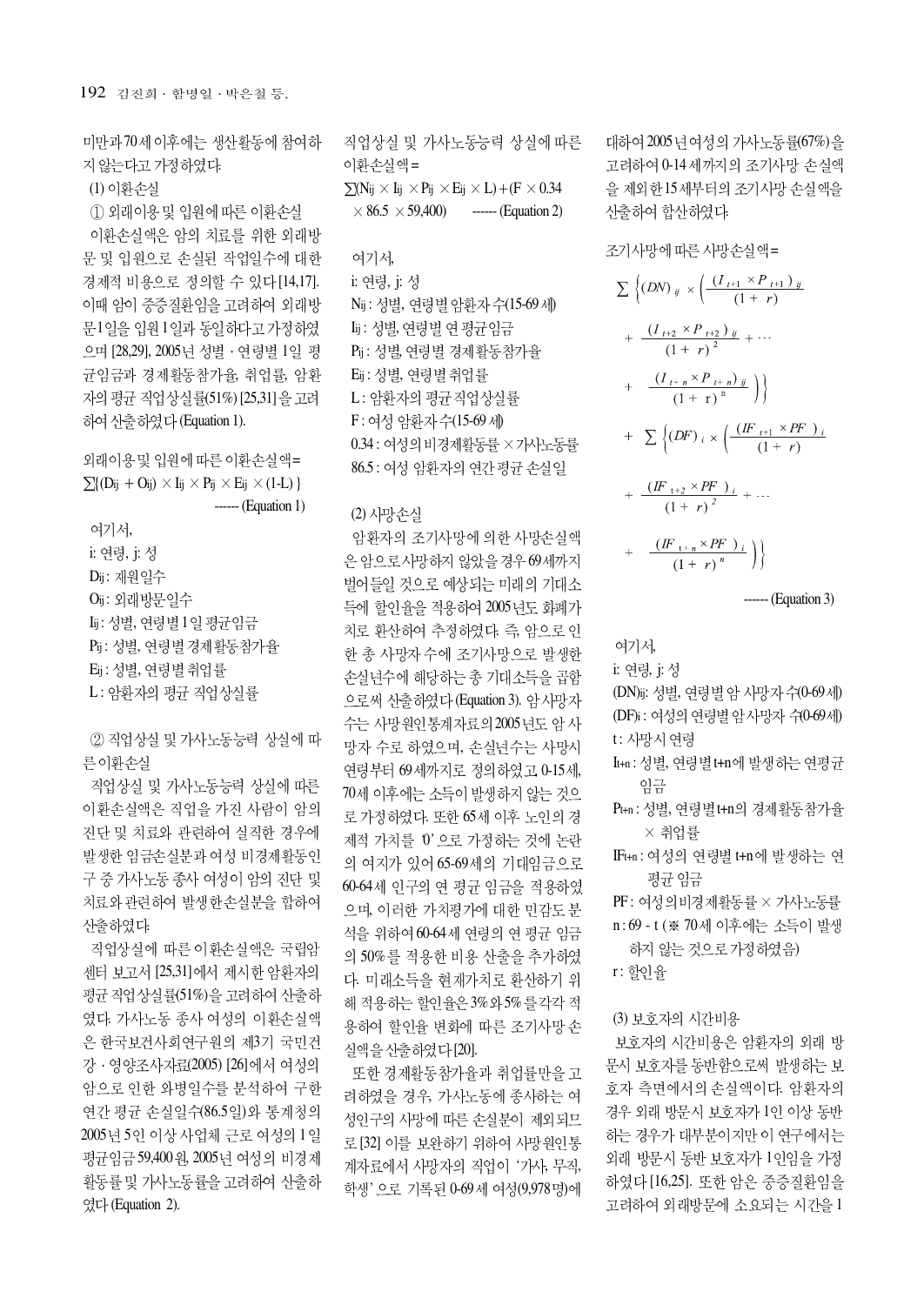미만과 70세 이후에는 생산활동에 참여하지 않는다고 가정하였다.

(1) 이환손실

① 외래이용 및 입원에 따른 이환손실

이환손실액은 암의 치료를 위한 외래방문 및 입원으로 손실된 작업일수에 대한 경제적 비용으로 정의할 수 있다[14,17]. 이때 암이 중증질환임을 고려하여 외래방문 1일을 입원 1일과 동일하다고 가정하였으며 [28,29], 2005년 성별 · 연령별 1일 평균임금과 경제활동참가율, 취업률, 암환자의 평균 직업상실률(51%) [25,31]을 고려하여 산출하였다 (Equation 1).

외래이용 및 입원에 따른 이환손실액=

$$\sum\{(D_{ij} + O_{ij}) \times I_{ij} \times P_{ij} \times E_{ij} \times (1\text{-}L)\} \quad \text{------ (Equation 1)}$$

여기서,

i: 연령, j: 성

$D_{ij}$: 재원일수

$O_{ij}$: 외래방문일수

$I_{ij}$: 성별, 연령별 1일 평균임금

$P_{ij}$: 성별, 연령별 경제활동참가율

$E_{ij}$: 성별, 연령별 취업률

L: 암환자의 평균 직업상실률

② 직업상실 및 가사노동능력 상실에 따른 이환손실

직업상실 및 가사노동능력 상실에 따른 이환손실액은 직업을 가진 사람이 암의 진단 및 치료와 관련하여 실직한 경우에 발생한 임금손실분과 여성 비경제활동인구 중 가사노동 종사 여성이 암의 진단 및 치료와 관련하여 발생한 손실분을 합하여 산출하였다.

직업상실에 따른 이환손실액은 국립암센터 보고서 [25,31]에서 제시한 암환자의 평균 직업상실률(51%)을 고려하여 산출하였다. 가사노동 종사 여성의 이환손실액은 한국보건사회연구원의 제3기 국민건강 · 영양조사자료(2005) [26]에서 여성의 암으로 인한 와병일수를 분석하여 구한 연간 평균 손실일수(86.5일)와 통계청의 2005년 5인 이상 사업체 근로 여성의 1일 평균임금 59,400원, 2005년 여성의 비경제활동률 및 가사노동률을 고려하여 산출하였다 (Equation 2).

직업상실 및 가사노동능력 상실에 따른 이환손실액=

$$\sum(N_{ij} \times I_{ij} \times P_{ij} \times E_{ij} \times L) + (F \times 0.34 \times 86.5 \times 59{,}400) \quad \text{------ (Equation 2)}$$

여기서,

i: 연령, j: 성

$N_{ij}$: 성별, 연령별 암환자 수(15-69세)

$I_{ij}$: 성별, 연령별 연 평균임금

$P_{ij}$: 성별, 연령별 경제활동참가율

$E_{ij}$: 성별, 연령별 취업률

L: 암환자의 평균 직업상실률

F: 여성 암환자 수(15-69세)

0.34: 여성의 비경제활동률 × 가사노동률

86.5: 여성 암환자의 연간 평균 손실일

(2) 사망손실

암환자의 조기사망에 의한 사망손실액은 암으로 사망하지 않았을 경우 69세까지 벌어들일 것으로 예상되는 미래의 기대소득에 할인율을 적용하여 2005년도 화폐가치로 환산하여 추정하였다. 즉, 암으로 인한 총 사망자 수에 조기사망으로 발생한 손실년수에 해당하는 총 기대소득을 곱함으로써 산출하였다 (Equation 3). 암 사망자수는 사망원인통계자료의 2005년도 암 사망자 수로 하였으며, 손실년수는 사망시 연령부터 69세까지로 정의하였고, 0-15세, 70세 이후에는 소득이 발생하지 않는 것으로 가정하였다. 또한 65세 이후 노인의 경제적 가치를 '0'으로 가정하는 것에 논란의 여지가 있어 65-69세의 기대임금으로 60-64세 인구의 연 평균 임금을 적용하였으며, 이러한 가치평가에 대한 민감도 분석을 위하여 60-64세 연령의 연 평균 임금의 50%를 적용한 비용 산출을 추가하였다. 미래소득을 현재가치로 환산하기 위해 적용하는 할인율은 3%와 5%를 각각 적용하여 할인율 변화에 따른 조기사망 손실액을 산출하였다 [20].

또한 경제활동참가율과 취업률만을 고려하였을 경우, 가사노동에 종사하는 여성인구의 사망에 따른 손실분이 제외되므로 [32] 이를 보완하기 위하여 사망원인통계자료에서 사망자의 직업이 '가사, 무직, 학생'으로 기록된 0-69세 여성(9,978명)에 대하여 2005년 여성의 가사노동률(67%)을 고려하여 0-14세까지의 조기사망 손실액을 제외한 15세부터의 조기사망 손실액을 산출하여 합산하였다.

조기사망에 따른 사망손실액=

$$\sum\left\{(DN)_{ij} \times \left(\frac{(I_{t+1} \times P_{t+1})_{ij}}{(1+r)} + \frac{(I_{t+2} \times P_{t+2})_{ij}}{(1+r)^2} + \cdots + \frac{(I_{t+n} \times P_{t+n})_{ij}}{(1+r)^n}\right)\right\}$$
$$+ \sum\left\{(DF)_i \times \left(\frac{(IF_{t+1} \times PF)_i}{(1+r)} + \frac{(IF_{t+2} \times PF)_i}{(1+r)^2} + \cdots + \frac{(IF_{t+n} \times PF)_i}{(1+r)^n}\right)\right\} \quad \text{------ (Equation 3)}$$

여기서,

i: 연령, j: 성

$(DN)_{ij}$: 성별, 연령별 암 사망자 수(0-69세)

$(DF)_i$: 여성의 연령별 암 사망자 수(0-69세)

t: 사망시 연령

$I_{t+n}$: 성별, 연령별 t+n에 발생하는 연평균 임금

$P_{t+n}$: 성별, 연령별 t+n의 경제활동참가율 × 취업률

$IF_{t+n}$: 여성의 연령별 t+n에 발생하는 연평균 임금

PF: 여성의 비경제활동률 × 가사노동률

n: 69 - t (※ 70세 이후에는 소득이 발생하지 않는 것으로 가정하였음)

r: 할인율

(3) 보호자의 시간비용

보호자의 시간비용은 암환자의 외래 방문시 보호자를 동반함으로써 발생하는 보호자 측면에서의 손실액이다. 암환자의 경우 외래 방문시 보호자가 1인 이상 동반하는 경우가 대부분이지만 이 연구에서는 외래 방문시 동반 보호자가 1인임을 가정하였다 [16,25]. 또한 암은 중증질환임을 고려하여 외래방문에 소요되는 시간을 1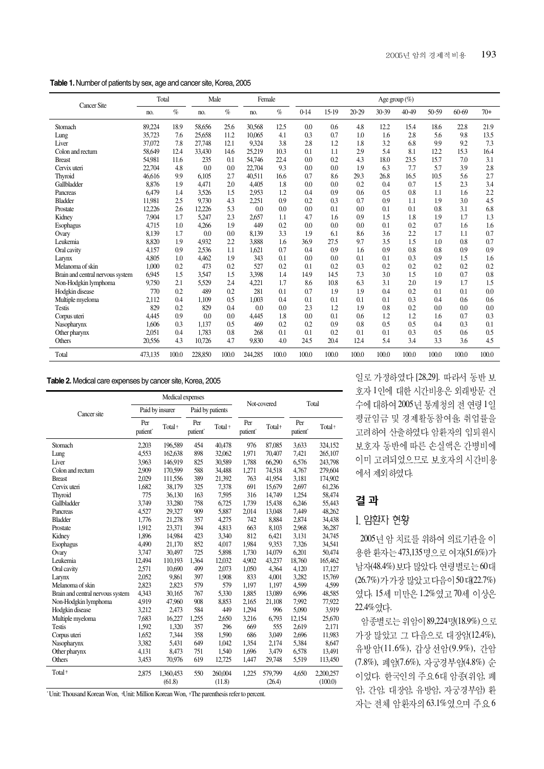**Table 1.** Number of patients by sex, age and cancer site, Korea, 2005

| Cancer Site | Total | | Male | | Female | | Age group (%) | | | | | | | |
|---|---|---|---|---|---|---|---|---|---|---|---|---|---|---|
| | no. | % | no. | % | no. | % | 0-14 | 15-19 | 20-29 | 30-39 | 40-49 | 50-59 | 60-69 | 70+ |
| Stomach | 89,224 | 18.9 | 58,656 | 25.6 | 30,568 | 12.5 | 0.0 | 0.6 | 4.8 | 12.2 | 15.4 | 18.6 | 22.8 | 21.9 |
| Lung | 35,723 | 7.6 | 25,658 | 11.2 | 10,065 | 4.1 | 0.3 | 0.7 | 1.0 | 1.6 | 2.8 | 5.6 | 9.8 | 13.5 |
| Liver | 37,072 | 7.8 | 27,748 | 12.1 | 9,324 | 3.8 | 2.8 | 1.2 | 1.8 | 3.2 | 6.8 | 9.9 | 9.2 | 7.3 |
| Colon and rectum | 58,649 | 12.4 | 33,430 | 14.6 | 25,219 | 10.3 | 0.1 | 1.1 | 2.9 | 5.4 | 8.1 | 12.2 | 15.3 | 16.4 |
| Breast | 54,981 | 11.6 | 235 | 0.1 | 54,746 | 22.4 | 0.0 | 0.2 | 4.3 | 18.0 | 23.5 | 15.7 | 7.0 | 3.1 |
| Cervix uteri | 22,704 | 4.8 | 0.0 | 0.0 | 22,704 | 9.3 | 0.0 | 0.0 | 1.9 | 6.3 | 7.7 | 5.7 | 3.9 | 2.8 |
| Thyroid | 46,616 | 9.9 | 6,105 | 2.7 | 40,511 | 16.6 | 0.7 | 8.6 | 29.3 | 26.8 | 16.5 | 10.5 | 5.6 | 2.7 |
| Gallbladder | 8,876 | 1.9 | 4,471 | 2.0 | 4,405 | 1.8 | 0.0 | 0.0 | 0.2 | 0.4 | 0.7 | 1.5 | 2.3 | 3.4 |
| Pancreas | 6,479 | 1.4 | 3,526 | 1.5 | 2,953 | 1.2 | 0.4 | 0.9 | 0.6 | 0.5 | 0.8 | 1.1 | 1.6 | 2.2 |
| Bladder | 11,981 | 2.5 | 9,730 | 4.3 | 2,251 | 0.9 | 0.2 | 0.3 | 0.7 | 0.9 | 1.1 | 1.9 | 3.0 | 4.5 |
| Prostate | 12,226 | 2.6 | 12,226 | 5.3 | 0.0 | 0.0 | 0.0 | 0.1 | 0.0 | 0.1 | 0.1 | 0.8 | 3.1 | 6.8 |
| Kidney | 7,904 | 1.7 | 5,247 | 2.3 | 2,657 | 1.1 | 4.7 | 1.6 | 0.9 | 1.5 | 1.8 | 1.9 | 1.7 | 1.3 |
| Esophagus | 4,715 | 1.0 | 4,266 | 1.9 | 449 | 0.2 | 0.0 | 0.0 | 0.0 | 0.1 | 0.2 | 0.7 | 1.6 | 1.6 |
| Ovary | 8,139 | 1.7 | 0.0 | 0.0 | 8,139 | 3.3 | 1.9 | 6.1 | 8.6 | 3.6 | 2.2 | 1.7 | 1.1 | 0.7 |
| Leukemia | 8,820 | 1.9 | 4,932 | 2.2 | 3,888 | 1.6 | 36.9 | 27.5 | 9.7 | 3.5 | 1.5 | 1.0 | 0.8 | 0.7 |
| Oral cavity | 4,157 | 0.9 | 2,536 | 1.1 | 1,621 | 0.7 | 0.4 | 0.9 | 1.6 | 0.9 | 0.8 | 0.8 | 0.9 | 0.9 |
| Larynx | 4,805 | 1.0 | 4,462 | 1.9 | 343 | 0.1 | 0.0 | 0.0 | 0.1 | 0.1 | 0.3 | 0.9 | 1.5 | 1.6 |
| Melanoma of skin | 1,000 | 0.2 | 473 | 0.2 | 527 | 0.2 | 0.1 | 0.2 | 0.3 | 0.2 | 0.2 | 0.2 | 0.2 | 0.2 |
| Brain and central nervous system | 6,945 | 1.5 | 3,547 | 1.5 | 3,398 | 1.4 | 14.9 | 14.5 | 7.3 | 3.0 | 1.5 | 1.0 | 0.7 | 0.8 |
| Non-Hodgkin lymphoma | 9,750 | 2.1 | 5,529 | 2.4 | 4,221 | 1.7 | 8.6 | 10.8 | 6.3 | 3.1 | 2.0 | 1.9 | 1.7 | 1.5 |
| Hodgkin disease | 770 | 0.2 | 489 | 0.2 | 281 | 0.1 | 0.7 | 1.9 | 1.9 | 0.4 | 0.2 | 0.1 | 0.1 | 0.0 |
| Multiple myeloma | 2,112 | 0.4 | 1,109 | 0.5 | 1,003 | 0.4 | 0.1 | 0.1 | 0.1 | 0.1 | 0.3 | 0.4 | 0.6 | 0.6 |
| Testis | 829 | 0.2 | 829 | 0.4 | 0.0 | 0.0 | 2.3 | 1.2 | 1.9 | 0.8 | 0.2 | 0.0 | 0.0 | 0.0 |
| Corpus uteri | 4,445 | 0.9 | 0.0 | 0.0 | 4,445 | 1.8 | 0.0 | 0.1 | 0.6 | 1.2 | 1.2 | 1.6 | 0.7 | 0.3 |
| Nasopharynx | 1,606 | 0.3 | 1,137 | 0.5 | 469 | 0.2 | 0.2 | 0.9 | 0.8 | 0.5 | 0.5 | 0.4 | 0.3 | 0.1 |
| Other pharynx | 2,051 | 0.4 | 1,783 | 0.8 | 268 | 0.1 | 0.1 | 0.2 | 0.1 | 0.1 | 0.3 | 0.5 | 0.6 | 0.5 |
| Others | 20,556 | 4.3 | 10,726 | 4.7 | 9,830 | 4.0 | 24.5 | 20.4 | 12.4 | 5.4 | 3.4 | 3.3 | 3.6 | 4.5 |
| Total | 473,135 | 100.0 | 228,850 | 100.0 | 244,285 | 100.0 | 100.0 | 100.0 | 100.0 | 100.0 | 100.0 | 100.0 | 100.0 | 100.0 |

**Table 2.** Medical care expenses by cancer site, Korea, 2005

| Cancer site | Medical expenses | | | | Not-covered | | Total | |
|---|---|---|---|---|---|---|---|---|
| | Paid by insurer | | Paid by patients | | | | | |
| | Per patient* | Total† | Per patient* | Total† | Per patient* | Total† | Per patient* | Total† |
| Stomach | 2,203 | 196,589 | 454 | 40,478 | 976 | 87,085 | 3,633 | 324,152 |
| Lung | 4,553 | 162,638 | 898 | 32,062 | 1,971 | 70,407 | 7,421 | 265,107 |
| Liver | 3,963 | 146,919 | 825 | 30,589 | 1,788 | 66,290 | 6,576 | 243,798 |
| Colon and rectum | 2,909 | 170,599 | 588 | 34,488 | 1,271 | 74,518 | 4,767 | 279,604 |
| Breast | 2,029 | 111,556 | 389 | 21,392 | 763 | 41,954 | 3,181 | 174,902 |
| Cervix uteri | 1,682 | 38,179 | 325 | 7,378 | 691 | 15,679 | 2,697 | 61,236 |
| Thyroid | 775 | 36,130 | 163 | 7,595 | 316 | 14,749 | 1,254 | 58,474 |
| Gallbladder | 3,749 | 33,280 | 758 | 6,725 | 1,739 | 15,438 | 6,246 | 55,443 |
| Pancreas | 4,527 | 29,327 | 909 | 5,887 | 2,014 | 13,048 | 7,449 | 48,262 |
| Bladder | 1,776 | 21,278 | 357 | 4,275 | 742 | 8,884 | 2,874 | 34,438 |
| Prostate | 1,912 | 23,371 | 394 | 4,813 | 663 | 8,103 | 2,968 | 36,287 |
| Kidney | 1,896 | 14,984 | 423 | 3,340 | 812 | 6,421 | 3,131 | 24,745 |
| Esophagus | 4,490 | 21,170 | 852 | 4,017 | 1,984 | 9,353 | 7,326 | 34,541 |
| Ovary | 3,747 | 30,497 | 725 | 5,898 | 1,730 | 14,079 | 6,201 | 50,474 |
| Leukemia | 12,494 | 110,193 | 1,364 | 12,032 | 4,902 | 43,237 | 18,760 | 165,462 |
| Oral cavity | 2,571 | 10,690 | 499 | 2,073 | 1,050 | 4,364 | 4,120 | 17,127 |
| Larynx | 2,052 | 9,861 | 397 | 1,908 | 833 | 4,001 | 3,282 | 15,769 |
| Melanoma of skin | 2,823 | 2,823 | 579 | 579 | 1,197 | 1,197 | 4,599 | 4,599 |
| Brain and central nervous system | 4,343 | 30,165 | 767 | 5,330 | 1,885 | 13,089 | 6,996 | 48,585 |
| Non-Hodgkin lymphoma | 4,919 | 47,960 | 908 | 8,853 | 2,165 | 21,108 | 7,992 | 77,922 |
| Hodgkin disease | 3,212 | 2,473 | 584 | 449 | 1,294 | 996 | 5,090 | 3,919 |
| Multiple myeloma | 7,683 | 16,227 | 1,255 | 2,650 | 3,216 | 6,793 | 12,154 | 25,670 |
| Testis | 1,592 | 1,320 | 357 | 296 | 669 | 555 | 2,619 | 2,171 |
| Corpus uteri | 1,652 | 7,344 | 358 | 1,590 | 686 | 3,049 | 2,696 | 11,983 |
| Nasopharynx | 3,382 | 5,431 | 649 | 1,042 | 1,354 | 2,174 | 5,384 | 8,647 |
| Other pharynx | 4,131 | 8,473 | 751 | 1,540 | 1,696 | 3,479 | 6,578 | 13,491 |
| Others | 3,453 | 70,976 | 619 | 12,725 | 1,447 | 29,748 | 5,519 | 113,450 |
| Total‡ | 2,875 | 1,360,453 (61.8) | 550 | 260,004 (11.8) | 1,225 | 579,799 (26.4) | 4,650 | 2,200,257 (100.0) |

*Unit: Thousand Korean Won, †Unit: Million Korean Won, ‡The parenthesis refer to percent.

일로 가정하였다 [28,29]. 따라서 동반 보호자 1인에 대한 시간비용은 외래방문 건수에 대하여 2005년 통계청의 전 연령 1일 평균임금 및 경제활동참여율, 취업률을 고려하여 산출하였다. 암환자의 입퇴원시 보호자 동반에 따른 손실액은 간병비에 이미 고려되었으므로 보호자의 시간비용에서 제외하였다.

## 결 과

### 1. 암환자 현황

2005년 암 치료를 위하여 의료기관을 이용한 환자는 473,135명으로 여자(51.6%)가 남자(48.4%) 보다 많았다. 연령별로는 60대(26.7%)가 가장 많았고 다음이 50대(22.7%)였다. 15세 미만은 1.2%였고 70세 이상은 22.4%였다.

암종별로는 위암이 89,224명(18.9%)으로 가장 많았고 그 다음으로 대장암(12.4%), 유방암(11.6%), 갑상선암(9.9%), 간암(7.8%), 폐암(7.6%), 자궁경부암(4.8%) 순이었다. 한국인의 주요 6대 암종(위암, 폐암, 간암, 대장암, 유방암, 자궁경부암) 환자는 전체 암환자의 63.1%였으며 주요 6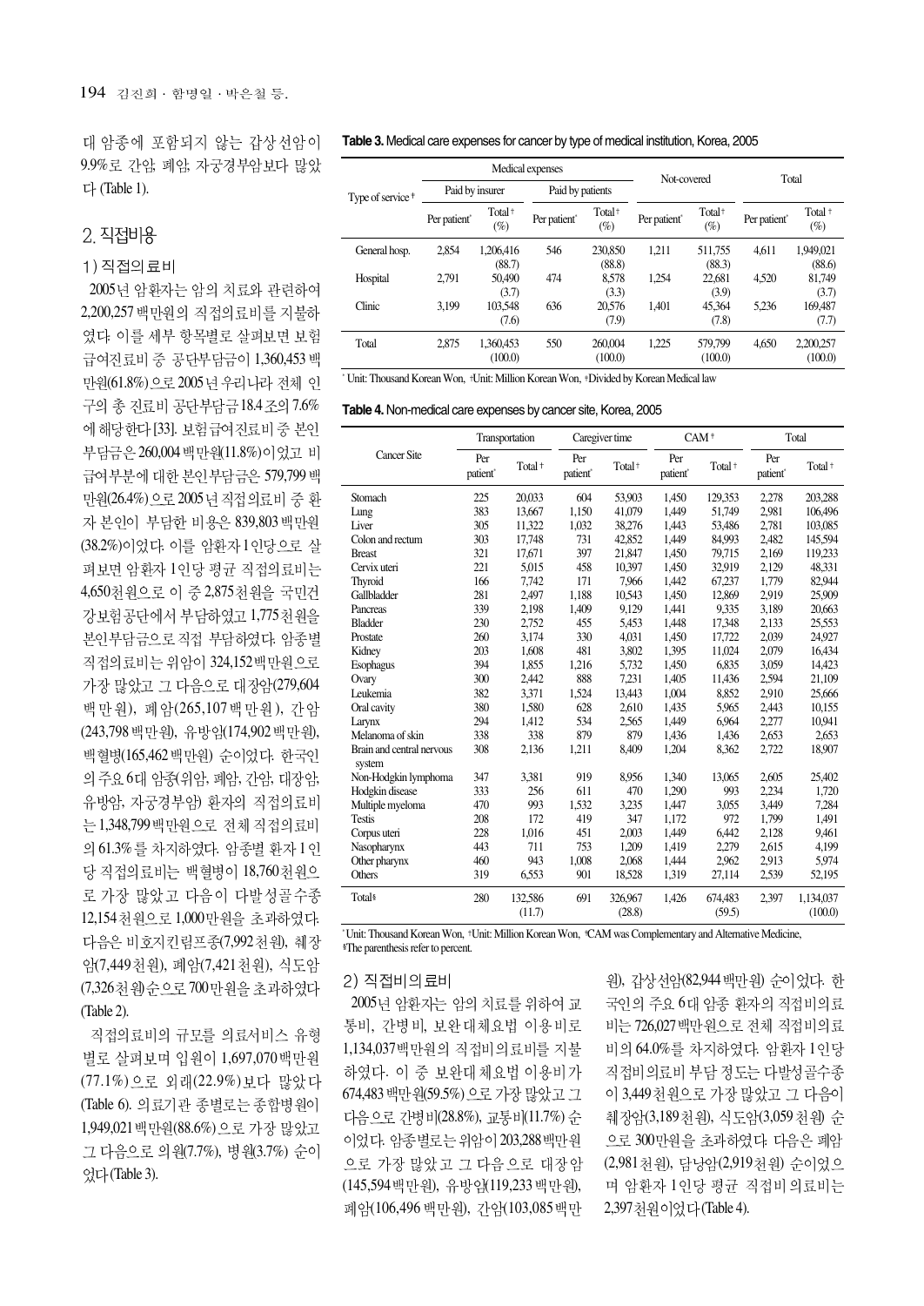대 암종에 포함되지 않는 갑상선암이 9.9%로 간암, 폐암, 자궁경부암보다 많았다 (Table 1).

## 2. 직접비용

### 1) 직접의료비

2005년 암환자는 암의 치료와 관련하여 2,200,257백만원의 직접의료비를 지불하였다. 이를 세부 항목별로 살펴보면 보험급여진료비 중 공단부담금이 1,360,453백만원(61.8%)으로 2005년 우리나라 전체 인구의 총 진료비 공단부담금 18.4조의 7.6%에 해당한다 [33]. 보험급여진료비 중 본인부담금은 260,004백만원(11.8%)이었고 비급여부분에 대한 본인부담금은 579,799백만원(26.4%)으로 2005년 직접의료비 중 환자 본인이 부담한 비용은 839,803백만원(38.2%)이었다. 이를 암환자 1인당으로 살펴보면 암환자 1인당 평균 직접의료비는 4,650천원으로 이 중 2,875천원을 국민건강보험공단에서 부담하였고 1,775천원을 본인부담금으로 직접 부담하였다. 암종별 직접의료비는 위암이 324,152백만원으로 가장 많았고 그 다음으로 대장암(279,604백만원), 폐암(265,107백만원), 간암(243,798백만원), 유방암(174,902백만원), 백혈병(165,462백만원) 순이었다. 한국인의 주요 6대 암종(위암, 폐암, 간암, 대장암, 유방암, 자궁경부암) 환자의 직접의료비는 1,348,799백만원으로 전체 직접의료비의 61.3%를 차지하였다. 암종별 환자 1인당 직접의료비는 백혈병이 18,760천원으로 가장 많았고 다음이 다발성골수종 12,154천원으로 1,000만원을 초과하였다. 다음은 비호지킨림프종(7,992천원), 췌장암(7,449천원), 폐암(7,421천원), 식도암(7,326천원)순으로 700만원을 초과하였다 (Table 2).

직접의료비의 규모를 의료서비스 유형별로 살펴보며 입원이 1,697,070백만원(77.1%)으로 외래(22.9%)보다 많았다 (Table 6). 의료기관 종별로는 종합병원이 1,949,021백만원(88.6%)으로 가장 많았고 그 다음으로 의원(7.7%), 병원(3.7%) 순이었다(Table 3).

**Table 3.** Medical care expenses for cancer by type of medical institution, Korea, 2005

| Type of service ‡ | Medical expenses | | | | Not-covered | | Total | |
|---|---|---|---|---|---|---|---|---|
| | Paid by insurer | | Paid by patients | | | | | |
| | Per patient* | Total † (%) | Per patient* | Total † (%) | Per patient* | Total † (%) | Per patient* | Total † (%) |
| General hosp. | 2,854 | 1,206,416 (88.7) | 546 | 230,850 (88.8) | 1,211 | 511,755 (88.3) | 4,611 | 1,949,021 (88.6) |
| Hospital | 2,791 | 50,490 (3.7) | 474 | 8,578 (3.3) | 1,254 | 22,681 (3.9) | 4,520 | 81,749 (3.7) |
| Clinic | 3,199 | 103,548 (7.6) | 636 | 20,576 (7.9) | 1,401 | 45,364 (7.8) | 5,236 | 169,487 (7.7) |
| Total | 2,875 | 1,360,453 (100.0) | 550 | 260,004 (100.0) | 1,225 | 579,799 (100.0) | 4,650 | 2,200,257 (100.0) |

* Unit: Thousand Korean Won, † Unit: Million Korean Won, ‡ Divided by Korean Medical law

**Table 4.** Non-medical care expenses by cancer site, Korea, 2005

| Cancer Site | Transportation | | Caregiver time | | CAM ‡ | | Total | |
|---|---|---|---|---|---|---|---|---|
| | Per patient* | Total † | Per patient* | Total † | Per patient* | Total † | Per patient* | Total † |
| Stomach | 225 | 20,033 | 604 | 53,903 | 1,450 | 129,353 | 2,278 | 203,288 |
| Lung | 383 | 13,667 | 1,150 | 41,079 | 1,449 | 51,749 | 2,981 | 106,496 |
| Liver | 305 | 11,322 | 1,032 | 38,276 | 1,443 | 53,486 | 2,781 | 103,085 |
| Colon and rectum | 303 | 17,748 | 731 | 42,852 | 1,449 | 84,993 | 2,482 | 145,594 |
| Breast | 321 | 17,671 | 397 | 21,847 | 1,450 | 79,715 | 2,169 | 119,233 |
| Cervix uteri | 221 | 5,015 | 458 | 10,397 | 1,450 | 32,919 | 2,129 | 48,331 |
| Thyroid | 166 | 7,742 | 171 | 7,966 | 1,442 | 67,237 | 1,779 | 82,944 |
| Gallbladder | 281 | 2,497 | 1,188 | 10,543 | 1,450 | 12,869 | 2,919 | 25,909 |
| Pancreas | 339 | 2,198 | 1,409 | 9,129 | 1,441 | 9,335 | 3,189 | 20,663 |
| Bladder | 230 | 2,752 | 455 | 5,453 | 1,448 | 17,348 | 2,133 | 25,553 |
| Prostate | 260 | 3,174 | 330 | 4,031 | 1,450 | 17,722 | 2,039 | 24,927 |
| Kidney | 203 | 1,608 | 481 | 3,802 | 1,395 | 11,024 | 2,079 | 16,434 |
| Esophagus | 394 | 1,855 | 1,216 | 5,732 | 1,450 | 6,835 | 3,059 | 14,423 |
| Ovary | 300 | 2,442 | 888 | 7,231 | 1,405 | 11,436 | 2,594 | 21,109 |
| Leukemia | 382 | 3,371 | 1,524 | 13,443 | 1,004 | 8,852 | 2,910 | 25,666 |
| Oral cavity | 380 | 1,580 | 628 | 2,610 | 1,435 | 5,965 | 2,443 | 10,155 |
| Larynx | 294 | 1,412 | 534 | 2,565 | 1,449 | 6,964 | 2,277 | 10,941 |
| Melanoma of skin | 338 | 338 | 879 | 879 | 1,436 | 1,436 | 2,653 | 2,653 |
| Brain and central nervous system | 308 | 2,136 | 1,211 | 8,409 | 1,204 | 8,362 | 2,722 | 18,907 |
| Non-Hodgkin lymphoma | 347 | 3,381 | 919 | 8,956 | 1,340 | 13,065 | 2,605 | 25,402 |
| Hodgkin disease | 333 | 256 | 611 | 470 | 1,290 | 993 | 2,234 | 1,720 |
| Multiple myeloma | 470 | 993 | 1,532 | 3,235 | 1,447 | 3,055 | 3,449 | 7,284 |
| Testis | 208 | 172 | 419 | 347 | 1,172 | 972 | 1,799 | 1,491 |
| Corpus uteri | 228 | 1,016 | 451 | 2,003 | 1,449 | 6,442 | 2,128 | 9,461 |
| Nasopharynx | 443 | 711 | 753 | 1,209 | 1,419 | 2,279 | 2,615 | 4,199 |
| Other pharynx | 460 | 943 | 1,008 | 2,068 | 1,444 | 2,962 | 2,913 | 5,974 |
| Others | 319 | 6,553 | 901 | 18,528 | 1,319 | 27,114 | 2,539 | 52,195 |
| Total§ | 280 | 132,586 (11.7) | 691 | 326,967 (28.8) | 1,426 | 674,483 (59.5) | 2,397 | 1,134,037 (100.0) |

* Unit: Thousand Korean Won, † Unit: Million Korean Won, ‡ CAM was Complementary and Alternative Medicine, § The parenthesis refer to percent.

### 2) 직접비의료비

2005년 암환자는 암의 치료를 위하여 교통비, 간병비, 보완대체요법 이용비로 1,134,037백만원의 직접비의료비를 지불하였다. 이 중 보완대체요법 이용비가 674,483백만원(59.5%)으로 가장 많았고 그 다음으로 간병비(28.8%), 교통비(11.7%) 순이었다. 암종별로는 위암이 203,288백만원으로 가장 많았고 그 다음으로 대장암(145,594백만원), 유방암(119,233백만원), 폐암(106,496백만원), 간암(103,085백만원), 갑상선암(82,944백만원) 순이었다. 한국인의 주요 6대 암종 환자의 직접비의료비는 726,027백만원으로 전체 직접비의료비의 64.0%를 차지하였다. 암환자 1인당 직접비의료비 부담 정도는 다발성골수종이 3,449천원으로 가장 많았고 그 다음이 췌장암(3,189천원), 식도암(3,059천원) 순으로 300만원을 초과하였다. 다음은 폐암(2,981천원), 담낭암(2,919천원) 순이었으며 암환자 1인당 평균 직접비의료비는 2,397천원이었다(Table 4).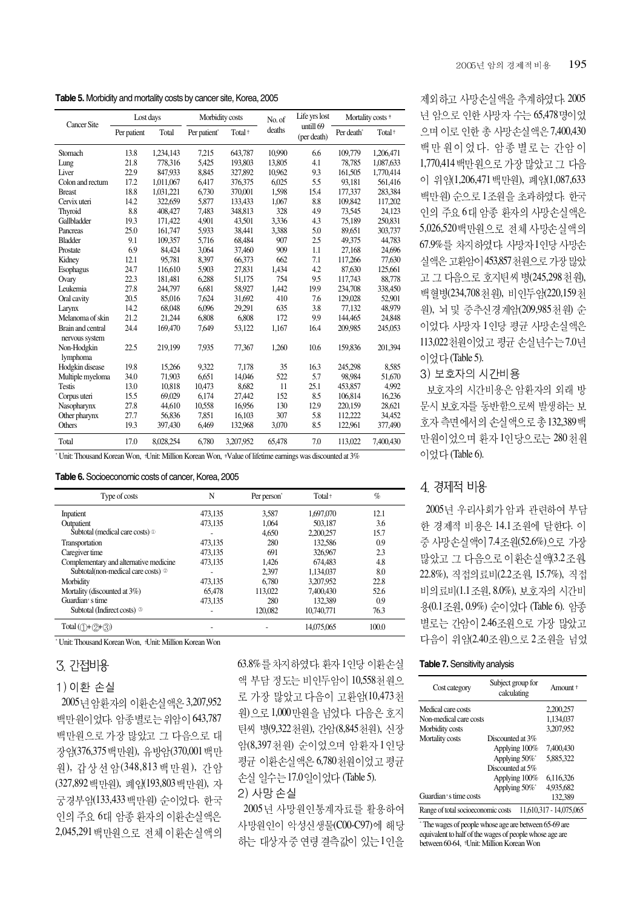**Table 5.** Morbidity and mortality costs by cancer site, Korea, 2005

| Cancer Site | Lost days | | Morbidity costs | | No. of deaths | Life yrs lost untill 69 (per death) | Mortality costs ‡ | |
|---|---|---|---|---|---|---|---|---|
| | Per patient | Total | Per patient* | Total † | | | Per death* | Total † |
| Stomach | 13.8 | 1,234,143 | 7,215 | 643,787 | 10,990 | 6.6 | 109,779 | 1,206,471 |
| Lung | 21.8 | 778,316 | 5,425 | 193,803 | 13,805 | 4.1 | 78,785 | 1,087,633 |
| Liver | 22.9 | 847,933 | 8,845 | 327,892 | 10,962 | 9.3 | 161,505 | 1,770,414 |
| Colon and rectum | 17.2 | 1,011,067 | 6,417 | 376,375 | 6,025 | 5.5 | 93,181 | 561,416 |
| Breast | 18.8 | 1,031,221 | 6,730 | 370,001 | 1,598 | 15.4 | 177,337 | 283,384 |
| Cervix uteri | 14.2 | 322,659 | 5,877 | 133,433 | 1,067 | 8.8 | 109,842 | 117,202 |
| Thyroid | 8.8 | 408,427 | 7,483 | 348,813 | 328 | 4.9 | 73,545 | 24,123 |
| Gallbladder | 19.3 | 171,422 | 4,901 | 43,501 | 3,336 | 4.3 | 75,189 | 250,831 |
| Pancreas | 25.0 | 161,747 | 5,933 | 38,441 | 3,388 | 5.0 | 89,651 | 303,737 |
| Bladder | 9.1 | 109,357 | 5,716 | 68,484 | 907 | 2.5 | 49,375 | 44,783 |
| Prostate | 6.9 | 84,424 | 3,064 | 37,460 | 909 | 1.1 | 27,168 | 24,696 |
| Kidney | 12.1 | 95,781 | 8,397 | 66,373 | 662 | 7.1 | 117,266 | 77,630 |
| Esophagus | 24.7 | 116,610 | 5,903 | 27,831 | 1,434 | 4.2 | 87,630 | 125,661 |
| Ovary | 22.3 | 181,481 | 6,288 | 51,175 | 754 | 9.5 | 117,743 | 88,778 |
| Leukemia | 27.8 | 244,797 | 6,681 | 58,927 | 1,442 | 19.9 | 234,708 | 338,450 |
| Oral cavity | 20.5 | 85,016 | 7,624 | 31,692 | 410 | 7.6 | 129,028 | 52,901 |
| Larynx | 14.2 | 68,048 | 6,096 | 29,291 | 635 | 3.8 | 77,132 | 48,979 |
| Melanoma of skin | 21.2 | 21,244 | 6,808 | 6,808 | 172 | 9.9 | 144,465 | 24,848 |
| Brain and central nervous system | 24.4 | 169,470 | 7,649 | 53,122 | 1,167 | 16.4 | 209,985 | 245,053 |
| Non-Hodgkin lymphoma | 22.5 | 219,199 | 7,935 | 77,367 | 1,260 | 10.6 | 159,836 | 201,394 |
| Hodgkin disease | 19.8 | 15,266 | 9,322 | 7,178 | 35 | 16.3 | 245,298 | 8,585 |
| Multiple myeloma | 34.0 | 71,903 | 6,651 | 14,046 | 522 | 5.7 | 98,984 | 51,670 |
| Testis | 13.0 | 10,818 | 10,473 | 8,682 | 11 | 25.1 | 453,857 | 4,992 |
| Corpus uteri | 15.5 | 69,029 | 6,174 | 27,442 | 152 | 8.5 | 106,814 | 16,236 |
| Nasopharynx | 27.8 | 44,610 | 10,558 | 16,956 | 130 | 12.9 | 220,159 | 28,621 |
| Other pharynx | 27.7 | 56,836 | 7,851 | 16,103 | 307 | 5.8 | 112,222 | 34,452 |
| Others | 19.3 | 397,430 | 6,469 | 132,968 | 3,070 | 8.5 | 122,961 | 377,490 |
| Total | 17.0 | 8,028,254 | 6,780 | 3,207,952 | 65,478 | 7.0 | 113,022 | 7,400,430 |

* Unit: Thousand Korean Won, †Unit: Million Korean Won, ‡Value of lifetime earnings was discounted at 3%

**Table 6.** Socioeconomic costs of cancer, Korea, 2005

| Type of costs | N | Per person* | Total † | % |
|---|---|---|---|---|
| Inpatient | 473,135 | 3,587 | 1,697,070 | 12.1 |
| Outpatient | 473,135 | 1,064 | 503,187 | 3.6 |
| Subtotal (medical care costs) ① | - | 4,650 | 2,200,257 | 15.7 |
| Transportation | 473,135 | 280 | 132,586 | 0.9 |
| Caregiver time | 473,135 | 691 | 326,967 | 2.3 |
| Complementary and alternative medicine | 473,135 | 1,426 | 674,483 | 4.8 |
| Subtotal(non-medical care costs) ② | - | 2,397 | 1,134,037 | 8.0 |
| Morbidity | 473,135 | 6,780 | 3,207,952 | 22.8 |
| Mortality (discounted at 3%) | 65,478 | 113,022 | 7,400,430 | 52.6 |
| Guardian's time | 473,135 | 280 | 132,389 | 0.9 |
| Subtotal (Indirect costs) ③ | - | 120,082 | 10,740,771 | 76.3 |
| Total (①+②+③) | - | - | 14,075,065 | 100.0 |

* Unit: Thousand Korean Won, †Unit: Million Korean Won

## 3. 간접비용

### 1) 이환 손실

2005년 암환자의 이환손실액은 3,207,952백만원이었다. 암종별로는 위암이 643,787백만원으로 가장 많았고 그 다음으로 대장암(376,375백만원), 유방암(370,001백만원), 갑상선암(348,813백만원), 간암(327,892백만원), 폐암(193,803백만원), 자궁경부암(133,433백만원) 순이었다. 한국인의 주요 6대 암종 환자의 이환손실액은 2,045,291백만원으로 전체 이환손실액의 63.8%를 차지하였다. 환자 1인당 이환손실액 부담 정도는 비인두암이 10,558천원으로 가장 많았고 다음이 고환암(10,473천원)으로 1,000만원을 넘었다. 다음은 호지킨씨 병(9,322천원), 간암(8,845천원), 신장암(8,397천원) 순이었으며 암환자 1인당 평균 이환손실액은 6,780천원이었고 평균 손실 일수는 17.0일이었다 (Table 5).

### 2) 사망 손실

2005년 사망원인통계자료를 활용하여 사망원인이 악성신생물(C00-C97)에 해당하는 대상자 중 연령 결측값이 있는 1인을 제외하고 사망손실액을 추계하였다. 2005년 암으로 인한 사망자 수는 65,478명이었으며 이로 인한 총 사망손실액은 7,400,430백만원이었다. 암종별로는 간암이 1,770,414백만원으로 가장 많았고 그 다음이 위암(1,206,471백만원), 폐암(1,087,633백만원) 순으로 1조원을 초과하였다. 한국인의 주요 6대 암종 환자의 사망손실액은 5,026,520백만원으로 전체 사망손실액의 67.9%를 차지하였다. 사망자 1인당 사망손실액은 고환암이 453,857천원으로 가장 많았고 그 다음으로 호지킨씨 병(245,298천원), 백혈병(234,708천원), 비인두암(220,159천원), 뇌 및 중추신경계암(209,985천원) 순이었다. 사망자 1인당 평균 사망손실액은 113,022천원이었고 평균 손실년수는 7.0년이었다 (Table 5).

### 3) 보호자의 시간비용

보호자의 시간비용은 암환자의 외래 방문시 보호자를 동반함으로써 발생하는 보호자 측면에서의 손실액으로 총 132,389백만원이었으며 환자 1인당으로는 280천원이었다 (Table 6).

## 4. 경제적 비용

2005년 우리사회가 암과 관련하여 부담한 경제적 비용은 14.1조원에 달한다. 이 중 사망손실액이 7.4조원(52.6%)으로 가장 많았고 그 다음으로 이환손실액(3.2조원, 22.8%), 직접의료비(2.2조원, 15.7%), 직접비의료비(1.1조원, 8.0%), 보호자의 시간비용(0.1조원, 0.9%) 순이었다 (Table 6). 암종별로는 간암이 2.46조원으로 가장 많았고 다음이 위암(2.40조원)으로 2조원을 넘었

**Table 7.** Sensitivity analysis

| Cost category | Subject group for calculating | Amount † |
|---|---|---|
| Medical care costs | | 2,200,257 |
| Non-medical care costs | | 1,134,037 |
| Morbidity costs | | 3,207,952 |
| Mortality costs | Discounted at 3% | |
| | Applying 100% | 7,400,430 |
| | Applying 50%* | 5,885,322 |
| | Discounted at 5% | |
| | Applying 100% | 6,116,326 |
| | Applying 50%* | 4,935,682 |
| Guardian's time costs | | 132,389 |
| Range of total socioeconomic costs | | 11,610,317 - 14,075,065 |

* The wages of people whose age are between 65-69 are equivalent to half of the wages of people whose age are between 60-64, †Unit: Million Korean Won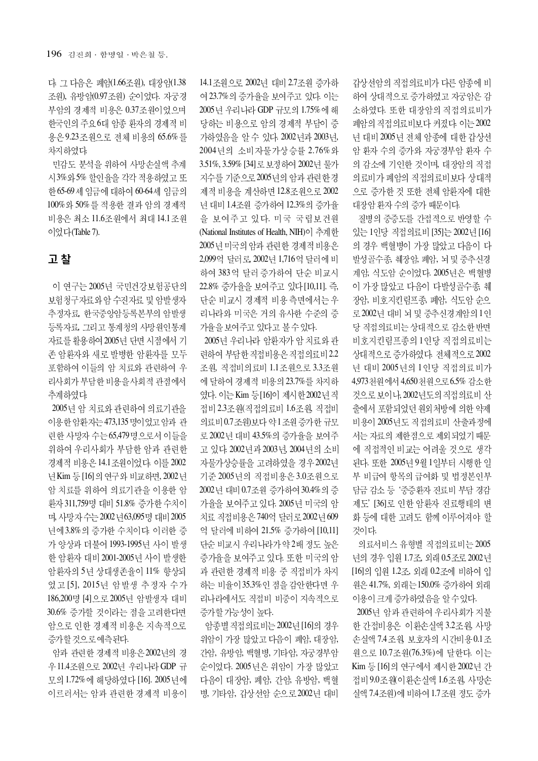다. 그 다음은 폐암(1.66조원), 대장암(1.38조원), 유방암(0.97조원) 순이었다. 자궁경부암의 경제적 비용은 0.37조원이었으며 한국인의 주요 6대 암종 환자의 경제적 비용은 9.23조원으로 전체 비용의 65.6%를 차지하였다.

민감도 분석을 위하여 사망손실액 추계 시 3%와 5% 할인율을 각각 적용하였고 또한 65-69세 임금에 대하여 60-64세 임금의 100%와 50%를 적용한 결과 암의 경제적 비용은 최소 11.6조원에서 최대 14.1조원이었다(Table 7).

## 고 찰

이 연구는 2005년 국민건강보험공단의 보험청구자료와 암 수진자료 및 암발생자 추정자료, 한국중앙암등록본부의 암발생등록자료, 그리고 통계청의 사망원인통계자료를 활용하여 2005년 단면 시점에서 기존 암환자와 새로 발병한 암환자를 모두 포함하여 이들의 암 치료와 관련하여 우리사회가 부담한 비용을 사회적 관점에서 추계하였다.

2005년 암 치료와 관련하여 의료기관을 이용한 암환자는 473,135명이었고 암과 관련한 사망자 수는 65,479명으로서 이들을 위하여 우리사회가 부담한 암과 관련한 경제적 비용은 14.1조원이었다. 이를 2002년 Kim 등 [16]의 연구와 비교하면, 2002년 암 치료를 위하여 의료기관을 이용한 암환자 311,759명 대비 51.8% 증가한 수치이며, 사망자 수는 2002년 63,095명 대비 2005년에 3.8%의 증가한 수치이다. 이러한 증가 양상과 더불어 1993-1995년 사이 발생한 암환자 대비 2001-2005년 사이 발생한 암환자의 5년 상대생존율이 11% 향상되었고 [5], 2015년 암 발생 추정자 수가 186,200명 [4]으로 2005년 암발생자 대비 30.6% 증가할 것이라는 점을 고려한다면 암으로 인한 경제적 비용은 지속적으로 증가할 것으로 예측된다.

암과 관련한 경제적 비용은 2002년의 경우 11.4조원으로 2002년 우리나라 GDP 규모의 1.72%에 해당하였다 [16]. 2005년에 이르러서는 암과 관련한 경제적 비용이 14.1조원으로 2002년 대비 2.7조원 증가하여 23.7%의 증가율을 보여주고 있다. 이는 2005년 우리나라 GDP 규모의 1.75%에 해당하는 비용으로 암의 경제적 부담이 증가하였음을 알 수 있다. 2002년과 2003년, 2004년의 소비자물가상승률 2.76%와 3.51%, 3.59% [34]로 보정하여 2002년 물가지수를 기준으로 2005년의 암과 관련한 경제적 비용을 계산하면 12.8조원으로 2002년 대비 1.4조원 증가하여 12.3%의 증가율을 보여주고 있다. 미국 국립보건원(National Institutes of Health, NIH)이 추계한 2005년 미국의 암과 관련한 경제적 비용은 2,099억 달러로, 2002년 1,716억 달러에 비하여 383억 달러 증가하여 단순 비교시 22.8% 증가율을 보여주고 있다 [10,11]. 즉, 단순 비교시 경제적 비용 측면에서는 우리나라와 미국은 거의 유사한 수준의 증가율을 보여주고 있다고 볼 수 있다.

2005년 우리나라 암환자가 암 치료와 관련하여 부담한 직접비용은 직접의료비 2.2조원, 직접비의료비 1.1조원으로 3.3조원에 달하여 경제적 비용의 23.7%를 차지하였다. 이는 Kim 등 [16]이 제시한 2002년 직접비 2.3조원(직접의료비 1.6조원, 직접비의료비 0.7조원)보다 약 1조원 증가한 규모로 2002년 대비 43.5%의 증가율을 보여주고 있다. 2002년과 2003년, 2004년의 소비자물가상승률을 고려하였을 경우 2002년 기준 2005년의 직접비용은 3.0조원으로 2002년 대비 0.7조원 증가하여 30.4%의 증가율을 보여주고 있다. 2005년 미국의 암치료 직접비용은 740억 달러로 2002년 609억 달러에 비하여 21.5% 증가하여 [10,11] 단순 비교시 우리나라가 약 2배 정도 높은 증가율을 보여주고 있다. 또한 미국의 암과 관련한 경제적 비용 중 직접비가 차지하는 비율이 35.3%인 점을 감안한다면 우리나라에서도 직접비 비중이 지속적으로 증가할 가능성이 높다.

암종별 직접의료비는 2002년 [16]의 경우 위암이 가장 많았고 다음이 폐암, 대장암, 간암, 유방암, 백혈병, 기타암, 자궁경부암 순이었다. 2005년은 위암이 가장 많았고 다음이 대장암, 폐암, 간암, 유방암, 백혈병, 기타암, 갑상선암 순으로 2002년 대비 갑상선암의 직접의료비가 다른 암종에 비하여 상대적으로 증가하였고 자궁암은 감소하였다. 또한 대장암의 직접의료비가 폐암의 직접의료비보다 커졌다. 이는 2002년 대비 2005년 전체 암종에 대한 갑상선암 환자 수의 증가와 자궁경부암 환자 수의 감소에 기인한 것이며, 대장암의 직접의료비가 폐암의 직접의료비보다 상대적으로 증가한 것 또한 전체 암환자에 대한 대장암 환자 수의 증가 때문이다.

질병의 중증도를 간접적으로 반영할 수 있는 1인당 직접의료비 [35]는 2002년 [16]의 경우 백혈병이 가장 많았고 다음이 다발성골수종, 췌장암, 폐암, 뇌 및 중추신경계암, 식도암 순이었다. 2005년은 백혈병이 가장 많았고 다음이 다발성골수종, 췌장암, 비호지킨림프종, 폐암, 식도암 순으로 2002년 대비 뇌 및 중추신경계암의 1인당 직접의료비는 상대적으로 감소한 반면 비호지킨림프종의 1인당 직접의료비는 상대적으로 증가하였다. 전체적으로 2002년 대비 2005년의 1인당 직접의료비가 4,973천원에서 4,650천원으로 6.5% 감소한 것으로 보이나, 2002년도의 직접의료비 산출에서 포함되었던 원외처방에 의한 약제비용이 2005년도 직접의료비 산출과정에서는 자료의 제한점으로 제외되었기 때문에 직접적인 비교는 어려울 것으로 생각된다. 또한 2005년 9월 1일부터 시행한 일부 비급여 항목의 급여화 및 법정본인부담금 감소 등 '중증환자 진료비 부담 경감제도' [36]로 인한 암환자 진료행태의 변화 등에 대한 고려도 함께 이루어져야 할 것이다.

의료서비스 유형별 직접의료비는 2005년의 경우 입원 1.7조, 외래 0.5조로 2002년 [16]의 입원 1.2조, 외래 0.2조에 비하여 입원은 41.7%, 외래는 150.0% 증가하여 외래이용이 크게 증가하였음을 알 수 있다.

2005년 암과 관련하여 우리사회가 지불한 간접비용은 이환손실액 3.2조원, 사망손실액 7.4조원, 보호자의 시간비용 0.1조원으로 10.7조원(76.3%)에 달한다. 이는 Kim 등 [16]의 연구에서 제시한 2002년 간접비 9.0조원(이환손실액 1.6조원, 사망손실액 7.4조원)에 비하여 1.7조원 정도 증가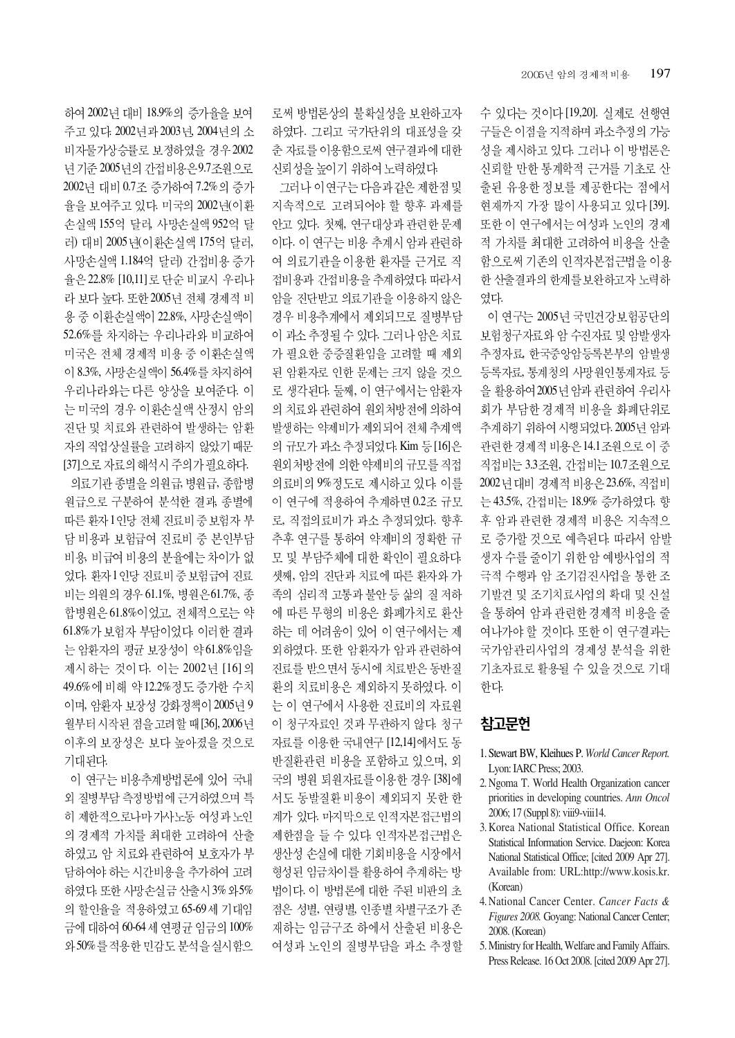하여 2002년 대비 18.9%의 증가율을 보여주고 있다. 2002년과 2003년, 2004년의 소비자물가상승률로 보정하였을 경우 2002년 기준 2005년의 간접비용은 9.7조원으로 2002년 대비 0.7조 증가하여 7.2%의 증가율을 보여주고 있다. 미국의 2002년(이환손실액 155억 달러, 사망손실액 952억 달러) 대비 2005년(이환손실액 175억 달러, 사망손실액 1,184억 달러) 간접비용 증가율은 22.8% [10,11]로 단순 비교시 우리나라 보다 높다. 또한 2005년 전체 경제적 비용 중 이환손실액이 22.8%, 사망손실액이 52.6%를 차지하는 우리나라와 비교하여 미국은 전체 경제적 비용 중 이환손실액이 8.3%, 사망손실액이 56.4%를 차지하여 우리나라와는 다른 양상을 보여준다. 이는 미국의 경우 이환손실액 산정시 암의 진단 및 치료와 관련하여 발생하는 암환자의 직업상실률을 고려하지 않았기 때문[37]으로 자료의 해석시 주의가 필요하다.

의료기관 종별을 의원급, 병원급, 종합병원급으로 구분하여 분석한 결과, 종별에 따른 환자 1인당 전체 진료비 중 보험자 부담 비용과 보험급여 진료비 중 본인부담 비용, 비급여 비용의 분율에는 차이가 없었다. 환자 1인당 진료비 중 보험급여 진료비는 의원의 경우 61.1%, 병원은 61.7%, 종합병원은 61.8%이었고, 전체적으로는 약 61.8%가 보험자 부담이었다. 이러한 결과는 암환자의 평균 보장성이 약 61.8%임을 제시하는 것이다. 이는 2002년 [16]의 49.6%에 비해 약 12.2%정도 증가한 수치이며, 암환자 보장성 강화정책이 2005년 9월부터 시작된 점을 고려할 때 [36], 2006년 이후의 보장성은 보다 높아졌을 것으로 기대된다.

이 연구는 비용추계방법론에 있어 국내외 질병부담 측정방법에 근거하였으며 특히 제한적으로나마 가사노동 여성과 노인의 경제적 가치를 최대한 고려하여 산출하였고, 암 치료와 관련하여 보호자가 부담하여야 하는 시간비용을 추가하여 고려하였다. 또한 사망손실금 산출시 3%와 5%의 할인율을 적용하였고 65-69세 기대임금에 대하여 60-64세 연평균 임금의 100%와 50%를 적용한 민감도 분석을 실시함으로써 방법론상의 불확실성을 보완하고자 하였다. 그리고 국가단위의 대표성을 갖춘 자료를 이용함으로써 연구결과에 대한 신뢰성을 높이기 위하여 노력하였다.

그러나 이 연구는 다음과 같은 제한점 및 지속적으로 고려되어야 할 향후 과제를 안고 있다. 첫째, 연구대상과 관련한 문제이다. 이 연구는 비용 추계시 암과 관련하여 의료기관을 이용한 환자를 근거로 직접비용과 간접비용을 추계하였다. 따라서 암을 진단받고 의료기관을 이용하지 않은 경우 비용추계에서 제외되므로 질병부담이 과소 추정될 수 있다. 그러나 암은 치료가 필요한 중증질환임을 고려할 때 제외된 암환자로 인한 문제는 크지 않을 것으로 생각된다. 둘째, 이 연구에서는 암환자의 치료와 관련하여 원외처방전에 의하여 발생하는 약제비가 제외되어 전체 추계액의 규모가 과소 추정되었다. Kim 등 [16]은 원외처방전에 의한 약제비의 규모를 직접의료비의 9% 정도로 제시하고 있다. 이를 이 연구에 적용하여 추계하면 0.2조 규모로, 직접의료비가 과소 추정되었다. 향후 추후 연구를 통하여 약제비의 정확한 규모 및 부담주체에 대한 확인이 필요하다. 셋째, 암의 진단과 치료에 따른 환자와 가족의 심리적 고통과 불안 등 삶의 질 저하에 따른 무형의 비용은 화폐가치로 환산하는 데 어려움이 있어 이 연구에서는 제외하였다. 또한 암환자가 암과 관련하여 진료를 받으면서 동시에 치료받은 동반질환의 치료비용은 제외하지 못하였다. 이는 이 연구에서 사용한 진료비의 자료원이 청구자료인 것과 무관하지 않다. 청구자료를 이용한 국내연구 [12,14]에서도 동반질환관련 비용을 포함하고 있으며, 외국의 병원 퇴원자료를 이용한 경우 [38]에서도 동반질환 비용이 제외되지 못한 한계가 있다. 마지막으로 인적자본접근법의 제한점을 들 수 있다. 인적자본접근법은 생산성 손실에 대한 기회비용을 시장에서 형성된 임금차이를 활용하여 추계하는 방법이다. 이 방법론에 대한 주된 비판의 초점은 성별, 연령별, 인종별 차별구조가 존재하는 임금구조 하에서 산출된 비용은 여성과 노인의 질병부담을 과소 추정할 수 있다는 것이다 [19,20]. 실제로 선행연구들은 이점을 지적하며 과소추정의 가능성을 제시하고 있다. 그러나 이 방법론은 신뢰할 만한 통계학적 근거를 기초로 산출된 유용한 정보를 제공한다는 점에서 현재까지 가장 많이 사용되고 있다 [39]. 또한 이 연구에서는 여성과 노인의 경제적 가치를 최대한 고려하여 비용을 산출함으로써 기존의 인적자본접근법을 이용한 산출결과의 한계를 보완하고자 노력하였다.

이 연구는 2005년 국민건강보험공단의 보험청구자료와 암 수진자료 및 암발생자 추정자료, 한국중앙암등록본부의 암발생 등록자료, 통계청의 사망원인통계자료 등을 활용하여 2005년 암과 관련하여 우리사회가 부담한 경제적 비용을 화폐단위로 추계하기 위하여 시행되었다. 2005년 암과 관련한 경제적 비용은 14.1조원으로 이 중 직접비는 3.3조원, 간접비는 10.7조원으로 2002년 대비 경제적 비용은 23.6%, 직접비는 43.5%, 간접비는 18.9% 증가하였다. 향후 암과 관련한 경제적 비용은 지속적으로 증가할 것으로 예측된다. 따라서 암발생자 수를 줄이기 위한 암 예방사업의 적극적 수행과 암 조기검진사업을 통한 조기발견 및 조기치료사업의 확대 및 신설을 통하여 암과 관련한 경제적 비용을 줄여나가야 할 것이다. 또한 이 연구결과는 국가암관리사업의 경제성 분석을 위한 기초자료로 활용될 수 있을 것으로 기대한다.

## 참고문헌

1. Stewart BW, Kleihues P. *World Cancer Report.* Lyon: IARC Press; 2003.
2. Ngoma T. World Health Organization cancer priorities in developing countries. *Ann Oncol* 2006; 17 (Suppl 8): viii9-viii14.
3. Korea National Statistical Office. Korean Statistical Information Service. Daejeon: Korea National Statistical Office; [cited 2009 Apr 27]. Available from: URL:http://www.kosis.kr. (Korean)
4. National Cancer Center. *Cancer Facts & Figures 2008.* Goyang: National Cancer Center; 2008. (Korean)
5. Ministry for Health, Welfare and Family Affairs. Press Release. 16 Oct 2008. [cited 2009 Apr 27].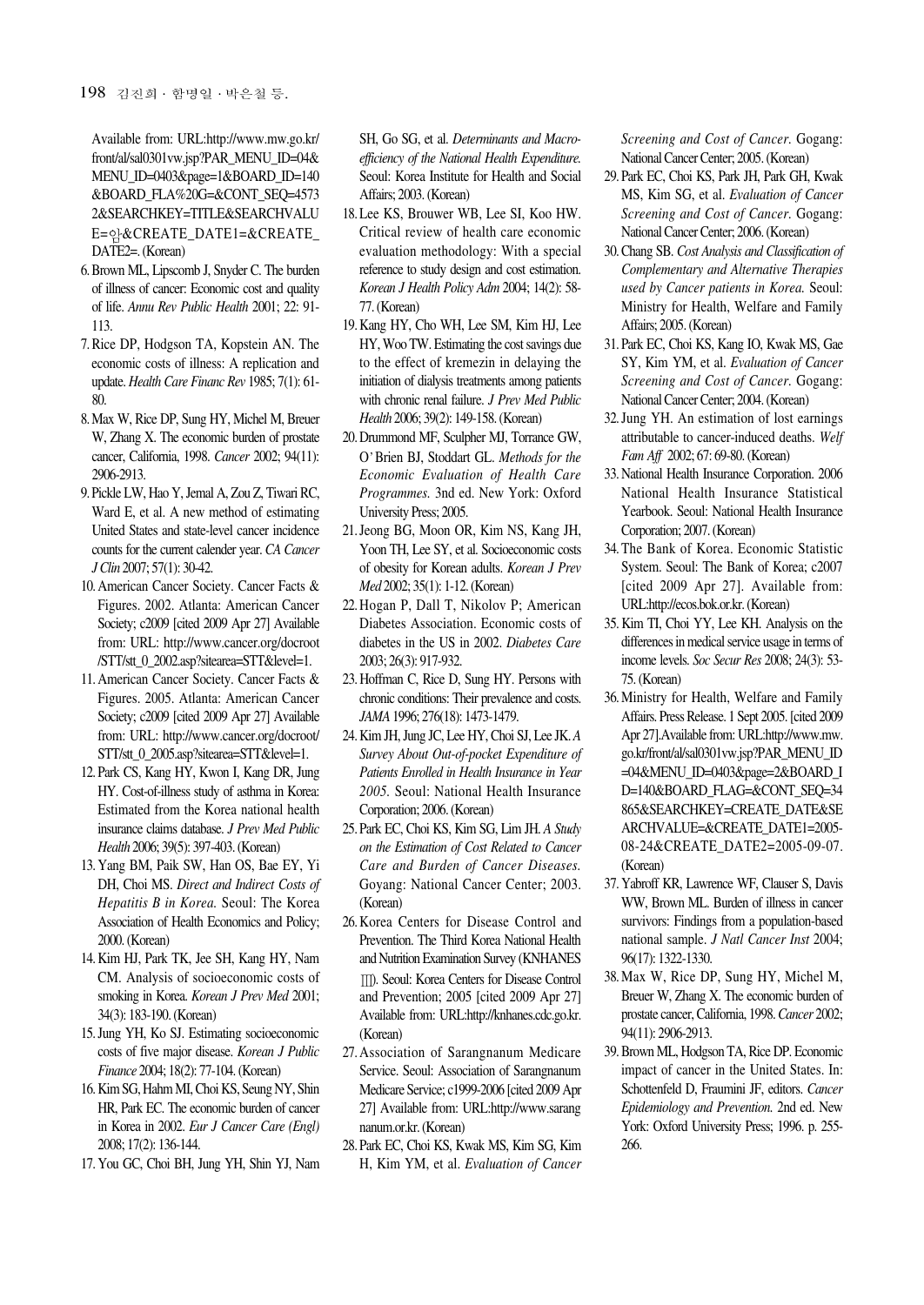Available from: URL:http://www.mw.go.kr/front/al/sal0301vw.jsp?PAR_MENU_ID=04&MENU_ID=0403&page=1&BOARD_ID=140&BOARD_FLA%20G=&CONT_SEQ=45732&SEARCHKEY=TITLE&SEARCHVALUE=암&CREATE_DATE1=&CREATE_DATE2=. (Korean)

6. Brown ML, Lipscomb J, Snyder C. The burden of illness of cancer: Economic cost and quality of life. *Annu Rev Public Health* 2001; 22: 91-113.
7. Rice DP, Hodgson TA, Kopstein AN. The economic costs of illness: A replication and update. *Health Care Financ Rev* 1985; 7(1): 61-80.
8. Max W, Rice DP, Sung HY, Michel M, Breuer W, Zhang X. The economic burden of prostate cancer, California, 1998. *Cancer* 2002; 94(11): 2906-2913.
9. Pickle LW, Hao Y, Jemal A, Zou Z, Tiwari RC, Ward E, et al. A new method of estimating United States and state-level cancer incidence counts for the current calender year. *CA Cancer J Clin* 2007; 57(1): 30-42.
10. American Cancer Society. Cancer Facts & Figures. 2002. Atlanta: American Cancer Society; c2009 [cited 2009 Apr 27] Available from: URL: http://www.cancer.org/docroot/STT/stt_0_2002.asp?sitearea=STT&level=1.
11. American Cancer Society. Cancer Facts & Figures. 2005. Atlanta: American Cancer Society; c2009 [cited 2009 Apr 27] Available from: URL: http://www.cancer.org/docroot/STT/stt_0_2005.asp?sitearea=STT&level=1.
12. Park CS, Kang HY, Kwon I, Kang DR, Jung HY. Cost-of-illness study of asthma in Korea: Estimated from the Korea national health insurance claims database. *J Prev Med Public Health* 2006; 39(5): 397-403. (Korean)
13. Yang BM, Paik SW, Han OS, Bae EY, Yi DH, Choi MS. *Direct and Indirect Costs of Hepatitis B in Korea.* Seoul: The Korea Association of Health Economics and Policy; 2000. (Korean)
14. Kim HJ, Park TK, Jee SH, Kang HY, Nam CM. Analysis of socioeconomic costs of smoking in Korea. *Korean J Prev Med* 2001; 34(3): 183-190. (Korean)
15. Jung YH, Ko SJ. Estimating socioeconomic costs of five major disease. *Korean J Public Finance* 2004; 18(2): 77-104. (Korean)
16. Kim SG, Hahm MI, Choi KS, Seung NY, Shin HR, Park EC. The economic burden of cancer in Korea in 2002. *Eur J Cancer Care (Engl)* 2008; 17(2): 136-144.
17. You GC, Choi BH, Jung YH, Shin YJ, Nam SH, Go SG, et al. *Determinants and Macro-efficiency of the National Health Expenditure.* Seoul: Korea Institute for Health and Social Affairs; 2003. (Korean)
18. Lee KS, Brouwer WB, Lee SI, Koo HW. Critical review of health care economic evaluation methodology: With a special reference to study design and cost estimation. *Korean J Health Policy Adm* 2004; 14(2): 58-77. (Korean)
19. Kang HY, Cho WH, Lee SM, Kim HJ, Lee HY, Woo TW. Estimating the cost savings due to the effect of kremezin in delaying the initiation of dialysis treatments among patients with chronic renal failure. *J Prev Med Public Health* 2006; 39(2): 149-158. (Korean)
20. Drummond MF, Sculpher MJ, Torrance GW, O'Brien BJ, Stoddart GL. *Methods for the Economic Evaluation of Health Care Programmes.* 3nd ed. New York: Oxford University Press; 2005.
21. Jeong BG, Moon OR, Kim NS, Kang JH, Yoon TH, Lee SY, et al. Socioeconomic costs of obesity for Korean adults. *Korean J Prev Med* 2002; 35(1): 1-12. (Korean)
22. Hogan P, Dall T, Nikolov P; American Diabetes Association. Economic costs of diabetes in the US in 2002. *Diabetes Care* 2003; 26(3): 917-932.
23. Hoffman C, Rice D, Sung HY. Persons with chronic conditions: Their prevalence and costs. *JAMA* 1996; 276(18): 1473-1479.
24. Kim JH, Jung JC, Lee HY, Choi SJ, Lee JK. *A Survey About Out-of-pocket Expenditure of Patients Enrolled in Health Insurance in Year 2005.* Seoul: National Health Insurance Corporation; 2006. (Korean)
25. Park EC, Choi KS, Kim SG, Lim JH. *A Study on the Estimation of Cost Related to Cancer Care and Burden of Cancer Diseases.* Goyang: National Cancer Center; 2003. (Korean)
26. Korea Centers for Disease Control and Prevention. The Third Korea National Health and Nutrition Examination Survey (KNHANES Ⅲ). Seoul: Korea Centers for Disease Control and Prevention; 2005 [cited 2009 Apr 27] Available from: URL:http://knhanes.cdc.go.kr. (Korean)
27. Association of Sarangnanum Medicare Service. Seoul: Association of Sarangnanum Medicare Service; c1999-2006 [cited 2009 Apr 27] Available from: URL:http://www.sarangnanum.or.kr. (Korean)
28. Park EC, Choi KS, Kwak MS, Kim SG, Kim H, Kim YM, et al. *Evaluation of Cancer Screening and Cost of Cancer.* Gogang: National Cancer Center; 2005. (Korean)
29. Park EC, Choi KS, Park JH, Park GH, Kwak MS, Kim SG, et al. *Evaluation of Cancer Screening and Cost of Cancer.* Gogang: National Cancer Center; 2006. (Korean)
30. Chang SB. *Cost Analysis and Classification of Complementary and Alternative Therapies used by Cancer patients in Korea.* Seoul: Ministry for Health, Welfare and Family Affairs; 2005. (Korean)
31. Park EC, Choi KS, Kang IO, Kwak MS, Gae SY, Kim YM, et al. *Evaluation of Cancer Screening and Cost of Cancer.* Gogang: National Cancer Center; 2004. (Korean)
32. Jung YH. An estimation of lost earnings attributable to cancer-induced deaths. *Welf Fam Aff* 2002; 67: 69-80. (Korean)
33. National Health Insurance Corporation. 2006 National Health Insurance Statistical Yearbook. Seoul: National Health Insurance Corporation; 2007. (Korean)
34. The Bank of Korea. Economic Statistic System. Seoul: The Bank of Korea; c2007 [cited 2009 Apr 27]. Available from: URL:http://ecos.bok.or.kr. (Korean)
35. Kim TI, Choi YY, Lee KH. Analysis on the differences in medical service usage in terms of income levels. *Soc Secur Res* 2008; 24(3): 53-75. (Korean)
36. Ministry for Health, Welfare and Family Affairs. Press Release. 1 Sept 2005. [cited 2009 Apr 27].Available from: URL:http://www.mw.go.kr/front/al/sal0301vw.jsp?PAR_MENU_ID=04&MENU_ID=0403&page=2&BOARD_ID=140&BOARD_FLAG=&CONT_SEQ=34865&SEARCHKEY=CREATE_DATE&SEARCHVALUE=&CREATE_DATE1=2005-08-24&CREATE_DATE2=2005-09-07. (Korean)
37. Yabroff KR, Lawrence WF, Clauser S, Davis WW, Brown ML. Burden of illness in cancer survivors: Findings from a population-based national sample. *J Natl Cancer Inst* 2004; 96(17): 1322-1330.
38. Max W, Rice DP, Sung HY, Michel M, Breuer W, Zhang X. The economic burden of prostate cancer, California, 1998. *Cancer* 2002; 94(11): 2906-2913.
39. Brown ML, Hodgson TA, Rice DP. Economic impact of cancer in the United States. In: Schottenfeld D, Fraumini JF, editors. *Cancer Epidemiology and Prevention.* 2nd ed. New York: Oxford University Press; 1996. p. 255-266.